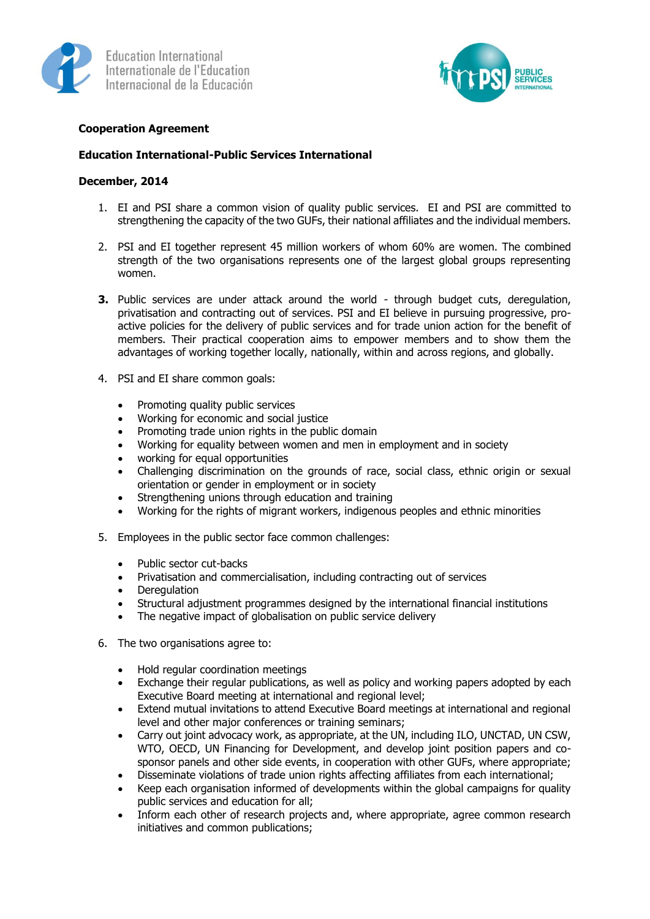**Cooperation Agreement**

**Education International-Public Services International**

**December, 2014**

1. EI and PSI share a common vision of quality public services. EI and PSI are committed to strengthening the capacity of the two GUFs, their national affiliates and the individual members.

2. PSI and EI together represent 45 million workers of whom 60% are women. The combined strength of the two organisations represents one of the largest global groups representing women.

3. Public services are under attack around the world - through budget cuts, deregulation, privatisation and contracting out of services. PSI and EI believe in pursuing progressive, pro-active policies for the delivery of public services and for trade union action for the benefit of members. Their practical cooperation aims to empower members and to show them the advantages of working together locally, nationally, within and across regions, and globally.

4. PSI and EI share common goals:

   - Promoting quality public services
   - Working for economic and social justice
   - Promoting trade union rights in the public domain
   - Working for equality between women and men in employment and in society
   - working for equal opportunities
   - Challenging discrimination on the grounds of race, social class, ethnic origin or sexual orientation or gender in employment or in society
   - Strengthening unions through education and training
   - Working for the rights of migrant workers, indigenous peoples and ethnic minorities

5. Employees in the public sector face common challenges:

   - Public sector cut-backs
   - Privatisation and commercialisation, including contracting out of services
   - Deregulation
   - Structural adjustment programmes designed by the international financial institutions
   - The negative impact of globalisation on public service delivery

6. The two organisations agree to:

   - Hold regular coordination meetings
   - Exchange their regular publications, as well as policy and working papers adopted by each Executive Board meeting at international and regional level;
   - Extend mutual invitations to attend Executive Board meetings at international and regional level and other major conferences or training seminars;
   - Carry out joint advocacy work, as appropriate, at the UN, including ILO, UNCTAD, UN CSW, WTO, OECD, UN Financing for Development, and develop joint position papers and co-sponsor panels and other side events, in cooperation with other GUFs, where appropriate;
   - Disseminate violations of trade union rights affecting affiliates from each international;
   - Keep each organisation informed of developments within the global campaigns for quality public services and education for all;
   - Inform each other of research projects and, where appropriate, agree common research initiatives and common publications;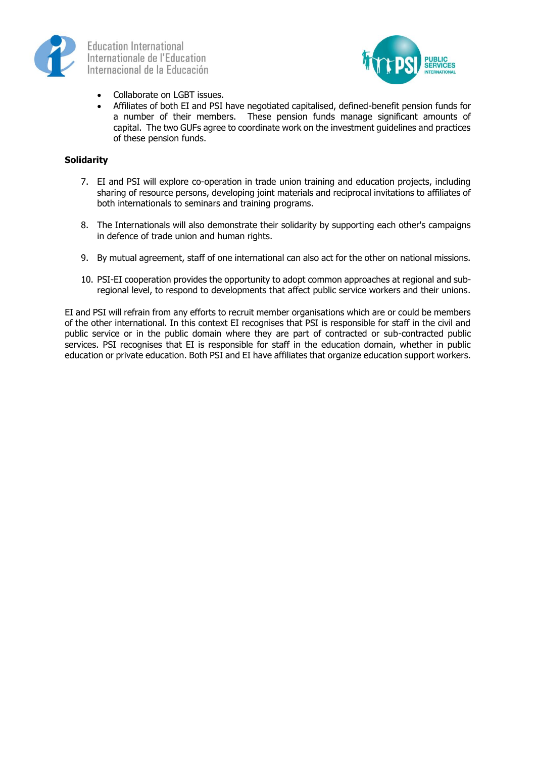- Collaborate on LGBT issues.
- Affiliates of both EI and PSI have negotiated capitalised, defined-benefit pension funds for a number of their members. These pension funds manage significant amounts of capital. The two GUFs agree to coordinate work on the investment guidelines and practices of these pension funds.

**Solidarity**

7. EI and PSI will explore co-operation in trade union training and education projects, including sharing of resource persons, developing joint materials and reciprocal invitations to affiliates of both internationals to seminars and training programs.

8. The Internationals will also demonstrate their solidarity by supporting each other's campaigns in defence of trade union and human rights.

9. By mutual agreement, staff of one international can also act for the other on national missions.

10. PSI-EI cooperation provides the opportunity to adopt common approaches at regional and sub-regional level, to respond to developments that affect public service workers and their unions.

EI and PSI will refrain from any efforts to recruit member organisations which are or could be members of the other international. In this context EI recognises that PSI is responsible for staff in the civil and public service or in the public domain where they are part of contracted or sub-contracted public services. PSI recognises that EI is responsible for staff in the education domain, whether in public education or private education. Both PSI and EI have affiliates that organize education support workers.